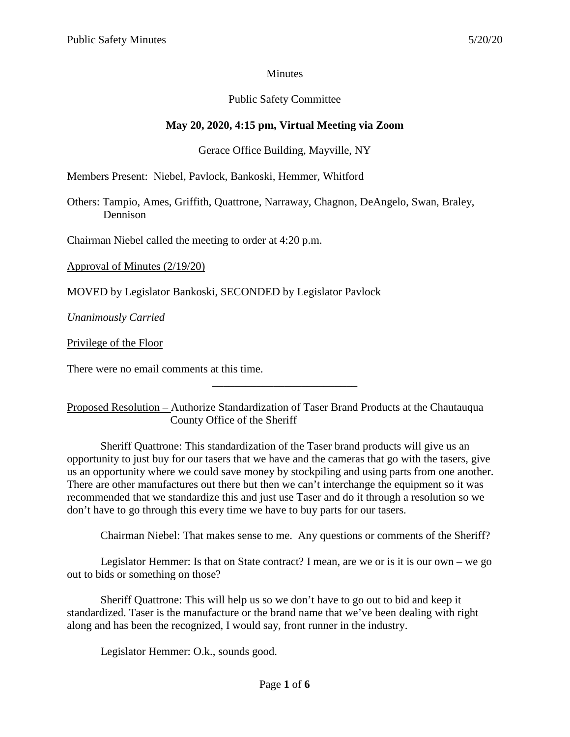Minutes

Public Safety Committee

**May 20, 2020, 4:15 pm, Virtual Meeting via Zoom**

Gerace Office Building, Mayville, NY

Members Present: Niebel, Pavlock, Bankoski, Hemmer, Whitford

Others: Tampio, Ames, Griffith, Quattrone, Narraway, Chagnon, DeAngelo, Swan, Braley, Dennison

Chairman Niebel called the meeting to order at 4:20 p.m.

Approval of Minutes (2/19/20)

MOVED by Legislator Bankoski, SECONDED by Legislator Pavlock

*Unanimously Carried*

Privilege of the Floor

There were no email comments at this time.

---

Proposed Resolution – Authorize Standardization of Taser Brand Products at the Chautauqua County Office of the Sheriff

Sheriff Quattrone: This standardization of the Taser brand products will give us an opportunity to just buy for our tasers that we have and the cameras that go with the tasers, give us an opportunity where we could save money by stockpiling and using parts from one another. There are other manufactures out there but then we can't interchange the equipment so it was recommended that we standardize this and just use Taser and do it through a resolution so we don't have to go through this every time we have to buy parts for our tasers.

Chairman Niebel: That makes sense to me. Any questions or comments of the Sheriff?

Legislator Hemmer: Is that on State contract? I mean, are we or is it is our own – we go out to bids or something on those?

Sheriff Quattrone: This will help us so we don't have to go out to bid and keep it standardized. Taser is the manufacture or the brand name that we've been dealing with right along and has been the recognized, I would say, front runner in the industry.

Legislator Hemmer: O.k., sounds good.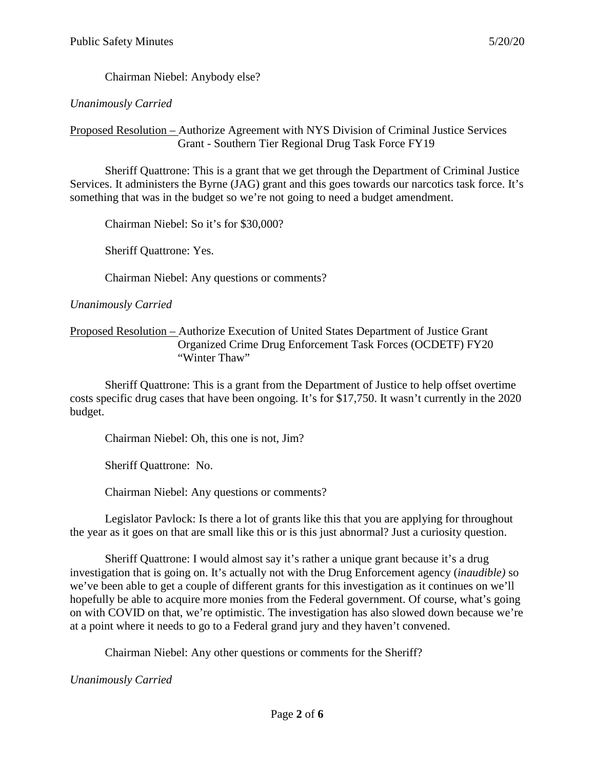Chairman Niebel: Anybody else?

*Unanimously Carried*

Proposed Resolution – Authorize Agreement with NYS Division of Criminal Justice Services Grant - Southern Tier Regional Drug Task Force FY19

Sheriff Quattrone: This is a grant that we get through the Department of Criminal Justice Services. It administers the Byrne (JAG) grant and this goes towards our narcotics task force. It's something that was in the budget so we're not going to need a budget amendment.

Chairman Niebel: So it's for $30,000?

Sheriff Quattrone: Yes.

Chairman Niebel: Any questions or comments?

*Unanimously Carried*

Proposed Resolution – Authorize Execution of United States Department of Justice Grant Organized Crime Drug Enforcement Task Forces (OCDETF) FY20 "Winter Thaw"

Sheriff Quattrone: This is a grant from the Department of Justice to help offset overtime costs specific drug cases that have been ongoing. It's for $17,750. It wasn't currently in the 2020 budget.

Chairman Niebel: Oh, this one is not, Jim?

Sheriff Quattrone: No.

Chairman Niebel: Any questions or comments?

Legislator Pavlock: Is there a lot of grants like this that you are applying for throughout the year as it goes on that are small like this or is this just abnormal? Just a curiosity question.

Sheriff Quattrone: I would almost say it's rather a unique grant because it's a drug investigation that is going on. It's actually not with the Drug Enforcement agency (*inaudible)* so we've been able to get a couple of different grants for this investigation as it continues on we'll hopefully be able to acquire more monies from the Federal government. Of course, what's going on with COVID on that, we're optimistic. The investigation has also slowed down because we're at a point where it needs to go to a Federal grand jury and they haven't convened.

Chairman Niebel: Any other questions or comments for the Sheriff?

*Unanimously Carried*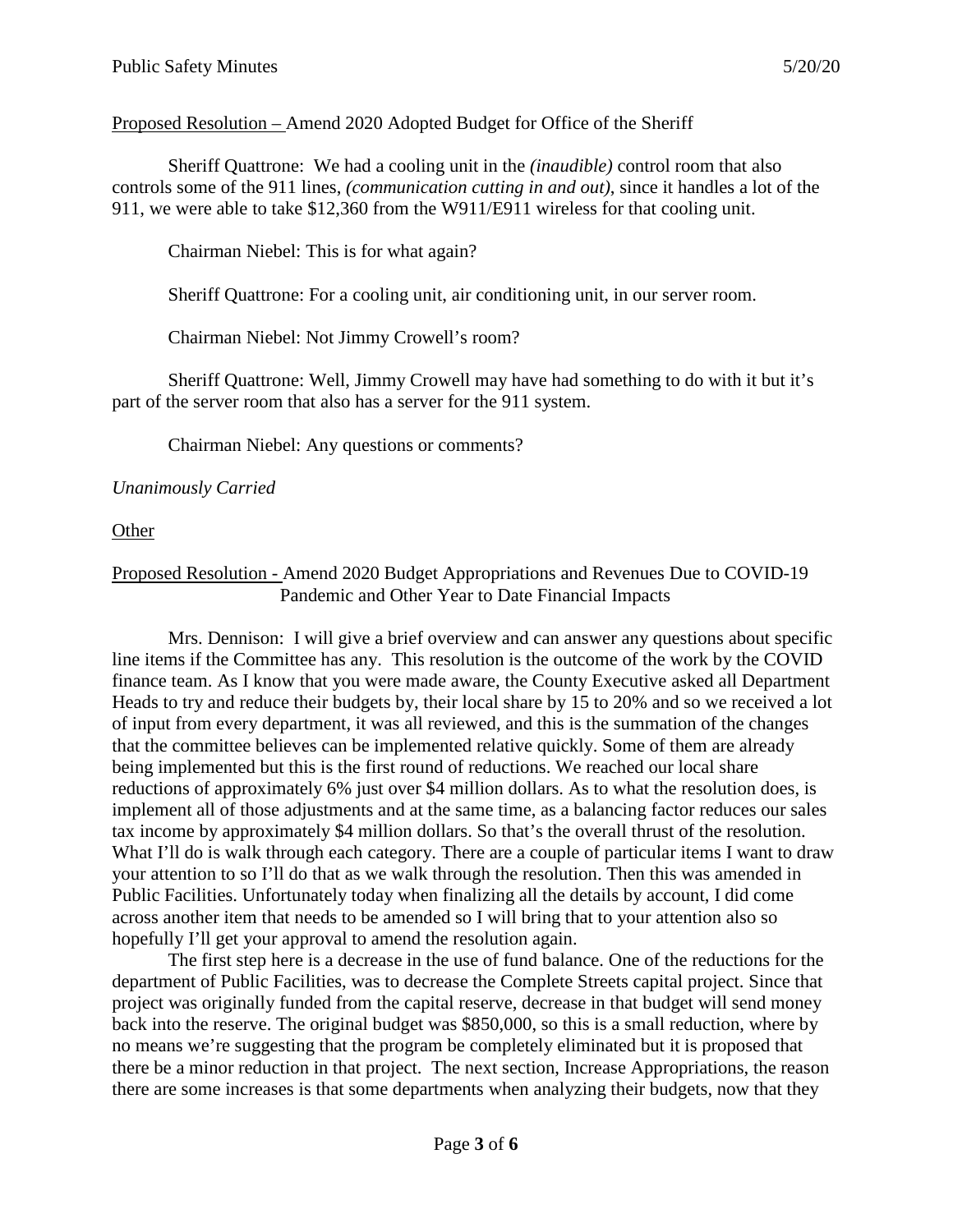Proposed Resolution – Amend 2020 Adopted Budget for Office of the Sheriff

Sheriff Quattrone: We had a cooling unit in the *(inaudible)* control room that also controls some of the 911 lines, *(communication cutting in and out)*, since it handles a lot of the 911, we were able to take $12,360 from the W911/E911 wireless for that cooling unit.

Chairman Niebel: This is for what again?

Sheriff Quattrone: For a cooling unit, air conditioning unit, in our server room.

Chairman Niebel: Not Jimmy Crowell's room?

Sheriff Quattrone: Well, Jimmy Crowell may have had something to do with it but it's part of the server room that also has a server for the 911 system.

Chairman Niebel: Any questions or comments?

*Unanimously Carried*

Other

Proposed Resolution - Amend 2020 Budget Appropriations and Revenues Due to COVID-19 Pandemic and Other Year to Date Financial Impacts

Mrs. Dennison: I will give a brief overview and can answer any questions about specific line items if the Committee has any. This resolution is the outcome of the work by the COVID finance team. As I know that you were made aware, the County Executive asked all Department Heads to try and reduce their budgets by, their local share by 15 to 20% and so we received a lot of input from every department, it was all reviewed, and this is the summation of the changes that the committee believes can be implemented relative quickly. Some of them are already being implemented but this is the first round of reductions. We reached our local share reductions of approximately 6% just over $4 million dollars. As to what the resolution does, is implement all of those adjustments and at the same time, as a balancing factor reduces our sales tax income by approximately $4 million dollars. So that's the overall thrust of the resolution. What I'll do is walk through each category. There are a couple of particular items I want to draw your attention to so I'll do that as we walk through the resolution. Then this was amended in Public Facilities. Unfortunately today when finalizing all the details by account, I did come across another item that needs to be amended so I will bring that to your attention also so hopefully I'll get your approval to amend the resolution again.

The first step here is a decrease in the use of fund balance. One of the reductions for the department of Public Facilities, was to decrease the Complete Streets capital project. Since that project was originally funded from the capital reserve, decrease in that budget will send money back into the reserve. The original budget was $850,000, so this is a small reduction, where by no means we're suggesting that the program be completely eliminated but it is proposed that there be a minor reduction in that project. The next section, Increase Appropriations, the reason there are some increases is that some departments when analyzing their budgets, now that they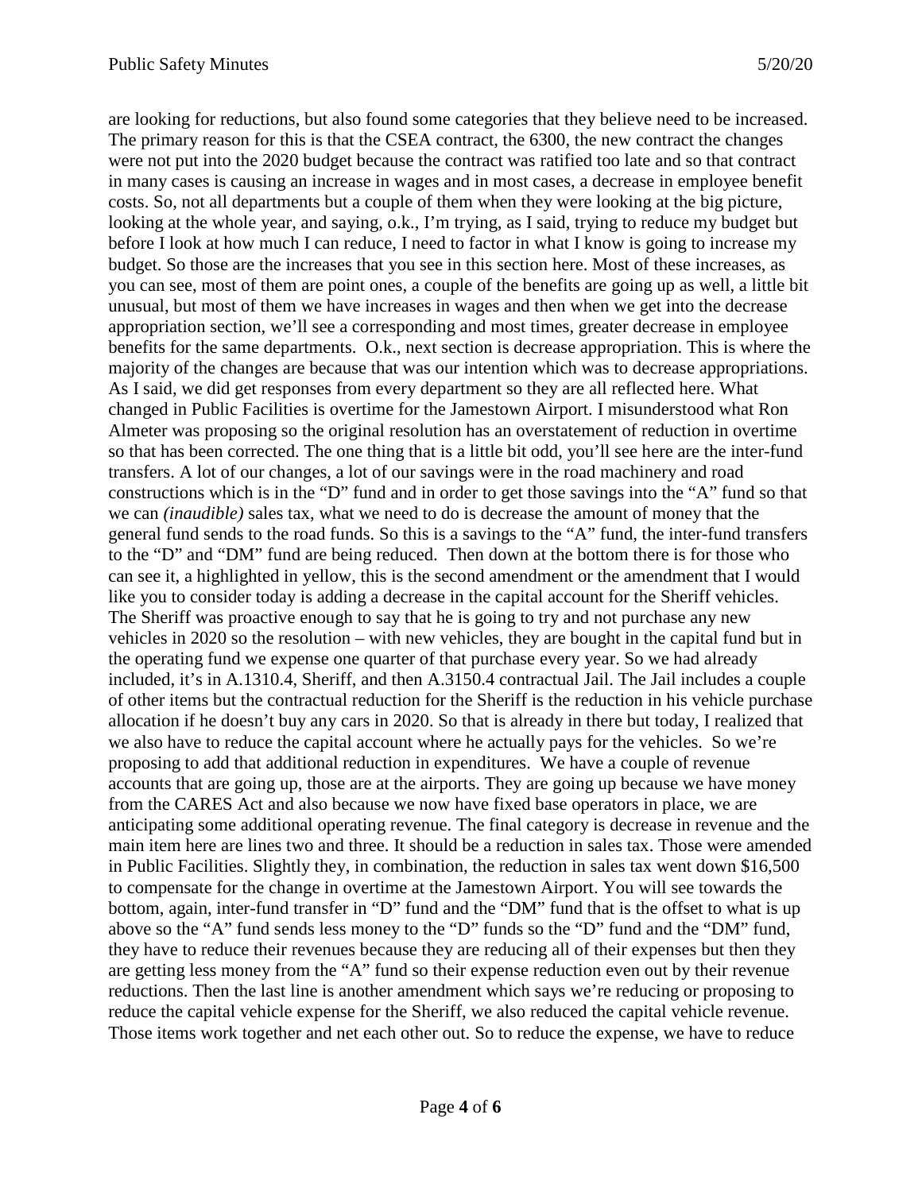are looking for reductions, but also found some categories that they believe need to be increased. The primary reason for this is that the CSEA contract, the 6300, the new contract the changes were not put into the 2020 budget because the contract was ratified too late and so that contract in many cases is causing an increase in wages and in most cases, a decrease in employee benefit costs. So, not all departments but a couple of them when they were looking at the big picture, looking at the whole year, and saying, o.k., I'm trying, as I said, trying to reduce my budget but before I look at how much I can reduce, I need to factor in what I know is going to increase my budget. So those are the increases that you see in this section here. Most of these increases, as you can see, most of them are point ones, a couple of the benefits are going up as well, a little bit unusual, but most of them we have increases in wages and then when we get into the decrease appropriation section, we'll see a corresponding and most times, greater decrease in employee benefits for the same departments. O.k., next section is decrease appropriation. This is where the majority of the changes are because that was our intention which was to decrease appropriations. As I said, we did get responses from every department so they are all reflected here. What changed in Public Facilities is overtime for the Jamestown Airport. I misunderstood what Ron Almeter was proposing so the original resolution has an overstatement of reduction in overtime so that has been corrected. The one thing that is a little bit odd, you'll see here are the inter-fund transfers. A lot of our changes, a lot of our savings were in the road machinery and road constructions which is in the "D" fund and in order to get those savings into the "A" fund so that we can *(inaudible)* sales tax, what we need to do is decrease the amount of money that the general fund sends to the road funds. So this is a savings to the "A" fund, the inter-fund transfers to the "D" and "DM" fund are being reduced. Then down at the bottom there is for those who can see it, a highlighted in yellow, this is the second amendment or the amendment that I would like you to consider today is adding a decrease in the capital account for the Sheriff vehicles. The Sheriff was proactive enough to say that he is going to try and not purchase any new vehicles in 2020 so the resolution – with new vehicles, they are bought in the capital fund but in the operating fund we expense one quarter of that purchase every year. So we had already included, it's in A.1310.4, Sheriff, and then A.3150.4 contractual Jail. The Jail includes a couple of other items but the contractual reduction for the Sheriff is the reduction in his vehicle purchase allocation if he doesn't buy any cars in 2020. So that is already in there but today, I realized that we also have to reduce the capital account where he actually pays for the vehicles. So we're proposing to add that additional reduction in expenditures. We have a couple of revenue accounts that are going up, those are at the airports. They are going up because we have money from the CARES Act and also because we now have fixed base operators in place, we are anticipating some additional operating revenue. The final category is decrease in revenue and the main item here are lines two and three. It should be a reduction in sales tax. Those were amended in Public Facilities. Slightly they, in combination, the reduction in sales tax went down $16,500 to compensate for the change in overtime at the Jamestown Airport. You will see towards the bottom, again, inter-fund transfer in "D" fund and the "DM" fund that is the offset to what is up above so the "A" fund sends less money to the "D" funds so the "D" fund and the "DM" fund, they have to reduce their revenues because they are reducing all of their expenses but then they are getting less money from the "A" fund so their expense reduction even out by their revenue reductions. Then the last line is another amendment which says we're reducing or proposing to reduce the capital vehicle expense for the Sheriff, we also reduced the capital vehicle revenue. Those items work together and net each other out. So to reduce the expense, we have to reduce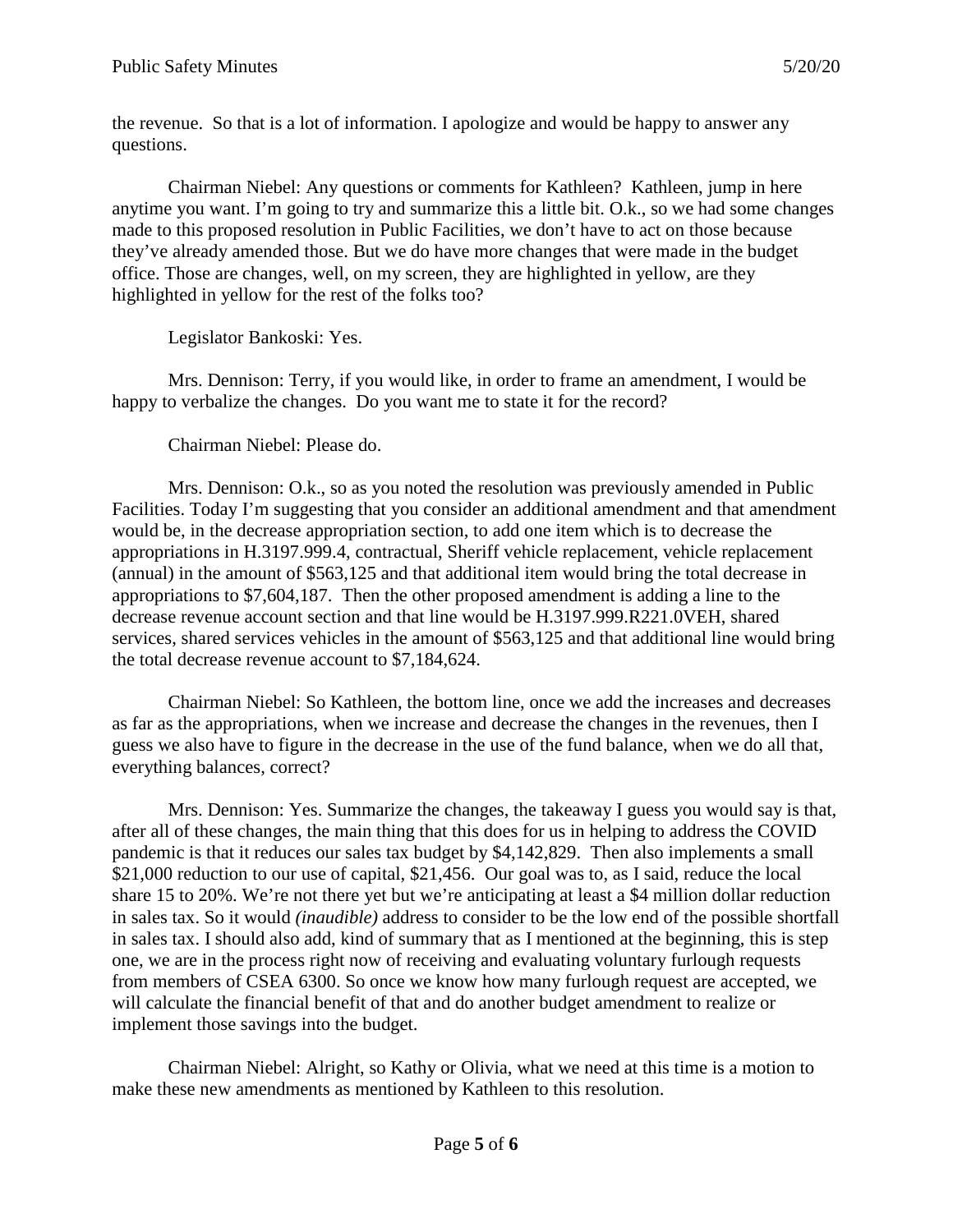the revenue. So that is a lot of information. I apologize and would be happy to answer any questions.

Chairman Niebel: Any questions or comments for Kathleen? Kathleen, jump in here anytime you want. I'm going to try and summarize this a little bit. O.k., so we had some changes made to this proposed resolution in Public Facilities, we don't have to act on those because they've already amended those. But we do have more changes that were made in the budget office. Those are changes, well, on my screen, they are highlighted in yellow, are they highlighted in yellow for the rest of the folks too?

Legislator Bankoski: Yes.

Mrs. Dennison: Terry, if you would like, in order to frame an amendment, I would be happy to verbalize the changes. Do you want me to state it for the record?

Chairman Niebel: Please do.

Mrs. Dennison: O.k., so as you noted the resolution was previously amended in Public Facilities. Today I'm suggesting that you consider an additional amendment and that amendment would be, in the decrease appropriation section, to add one item which is to decrease the appropriations in H.3197.999.4, contractual, Sheriff vehicle replacement, vehicle replacement (annual) in the amount of $563,125 and that additional item would bring the total decrease in appropriations to $7,604,187. Then the other proposed amendment is adding a line to the decrease revenue account section and that line would be H.3197.999.R221.0VEH, shared services, shared services vehicles in the amount of $563,125 and that additional line would bring the total decrease revenue account to $7,184,624.

Chairman Niebel: So Kathleen, the bottom line, once we add the increases and decreases as far as the appropriations, when we increase and decrease the changes in the revenues, then I guess we also have to figure in the decrease in the use of the fund balance, when we do all that, everything balances, correct?

Mrs. Dennison: Yes. Summarize the changes, the takeaway I guess you would say is that, after all of these changes, the main thing that this does for us in helping to address the COVID pandemic is that it reduces our sales tax budget by $4,142,829. Then also implements a small $21,000 reduction to our use of capital, $21,456. Our goal was to, as I said, reduce the local share 15 to 20%. We're not there yet but we're anticipating at least a $4 million dollar reduction in sales tax. So it would *(inaudible)* address to consider to be the low end of the possible shortfall in sales tax. I should also add, kind of summary that as I mentioned at the beginning, this is step one, we are in the process right now of receiving and evaluating voluntary furlough requests from members of CSEA 6300. So once we know how many furlough request are accepted, we will calculate the financial benefit of that and do another budget amendment to realize or implement those savings into the budget.

Chairman Niebel: Alright, so Kathy or Olivia, what we need at this time is a motion to make these new amendments as mentioned by Kathleen to this resolution.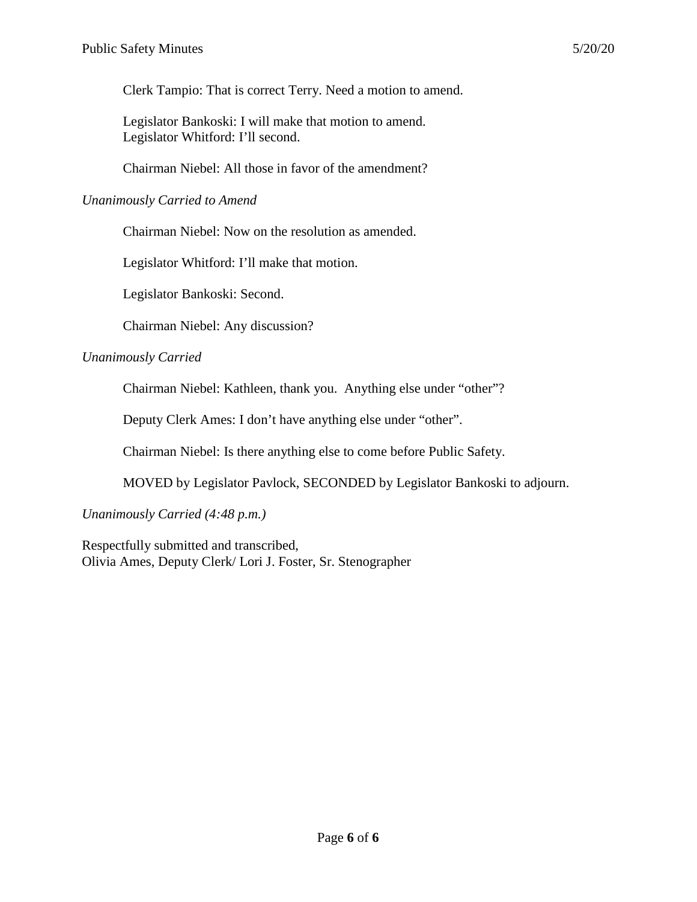Clerk Tampio: That is correct Terry. Need a motion to amend.

Legislator Bankoski: I will make that motion to amend.
Legislator Whitford: I'll second.

Chairman Niebel: All those in favor of the amendment?

*Unanimously Carried to Amend*

Chairman Niebel: Now on the resolution as amended.

Legislator Whitford: I'll make that motion.

Legislator Bankoski: Second.

Chairman Niebel: Any discussion?

*Unanimously Carried*

Chairman Niebel: Kathleen, thank you. Anything else under "other"?

Deputy Clerk Ames: I don't have anything else under "other".

Chairman Niebel: Is there anything else to come before Public Safety.

MOVED by Legislator Pavlock, SECONDED by Legislator Bankoski to adjourn.

*Unanimously Carried (4:48 p.m.)*

Respectfully submitted and transcribed,
Olivia Ames, Deputy Clerk/ Lori J. Foster, Sr. Stenographer